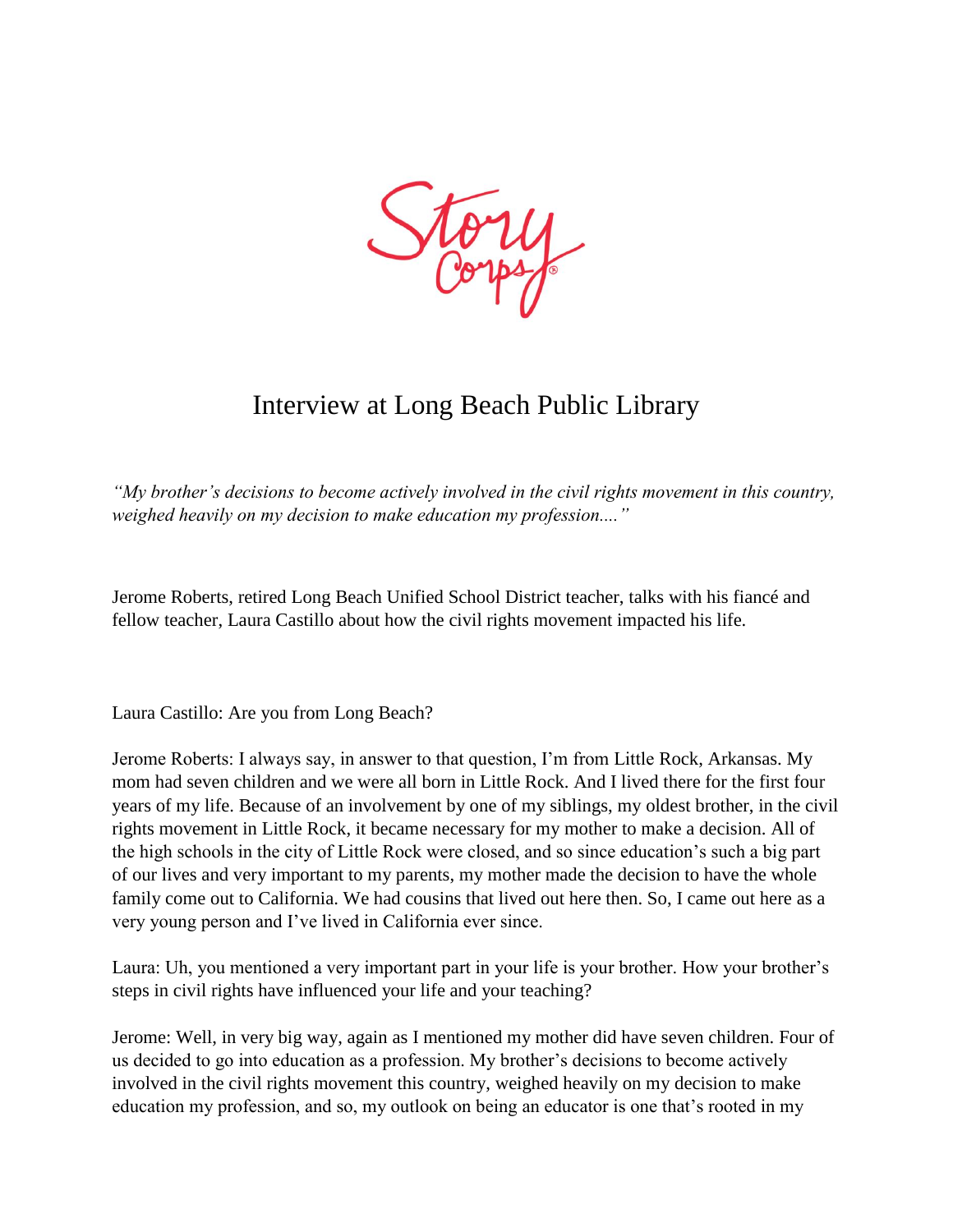StoryCorps

# Interview at Long Beach Public Library

*"My brother's decisions to become actively involved in the civil rights movement in this country, weighed heavily on my decision to make education my profession...."*

Jerome Roberts, retired Long Beach Unified School District teacher, talks with his fiancé and fellow teacher, Laura Castillo about how the civil rights movement impacted his life.

Laura Castillo: Are you from Long Beach?

Jerome Roberts: I always say, in answer to that question, I'm from Little Rock, Arkansas. My mom had seven children and we were all born in Little Rock. And I lived there for the first four years of my life. Because of an involvement by one of my siblings, my oldest brother, in the civil rights movement in Little Rock, it became necessary for my mother to make a decision. All of the high schools in the city of Little Rock were closed, and so since education's such a big part of our lives and very important to my parents, my mother made the decision to have the whole family come out to California. We had cousins that lived out here then. So, I came out here as a very young person and I've lived in California ever since.

Laura: Uh, you mentioned a very important part in your life is your brother. How your brother's steps in civil rights have influenced your life and your teaching?

Jerome: Well, in very big way, again as I mentioned my mother did have seven children. Four of us decided to go into education as a profession. My brother's decisions to become actively involved in the civil rights movement this country, weighed heavily on my decision to make education my profession, and so, my outlook on being an educator is one that's rooted in my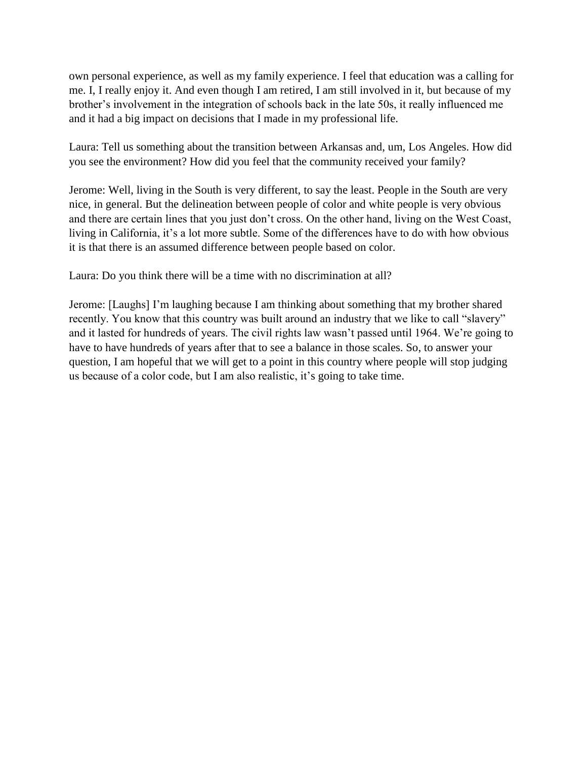own personal experience, as well as my family experience. I feel that education was a calling for me. I, I really enjoy it. And even though I am retired, I am still involved in it, but because of my brother's involvement in the integration of schools back in the late 50s, it really influenced me and it had a big impact on decisions that I made in my professional life.

Laura: Tell us something about the transition between Arkansas and, um, Los Angeles. How did you see the environment? How did you feel that the community received your family?

Jerome: Well, living in the South is very different, to say the least. People in the South are very nice, in general. But the delineation between people of color and white people is very obvious and there are certain lines that you just don't cross. On the other hand, living on the West Coast, living in California, it's a lot more subtle. Some of the differences have to do with how obvious it is that there is an assumed difference between people based on color.

Laura: Do you think there will be a time with no discrimination at all?

Jerome: [Laughs] I'm laughing because I am thinking about something that my brother shared recently. You know that this country was built around an industry that we like to call "slavery" and it lasted for hundreds of years. The civil rights law wasn't passed until 1964. We're going to have to have hundreds of years after that to see a balance in those scales. So, to answer your question, I am hopeful that we will get to a point in this country where people will stop judging us because of a color code, but I am also realistic, it's going to take time.